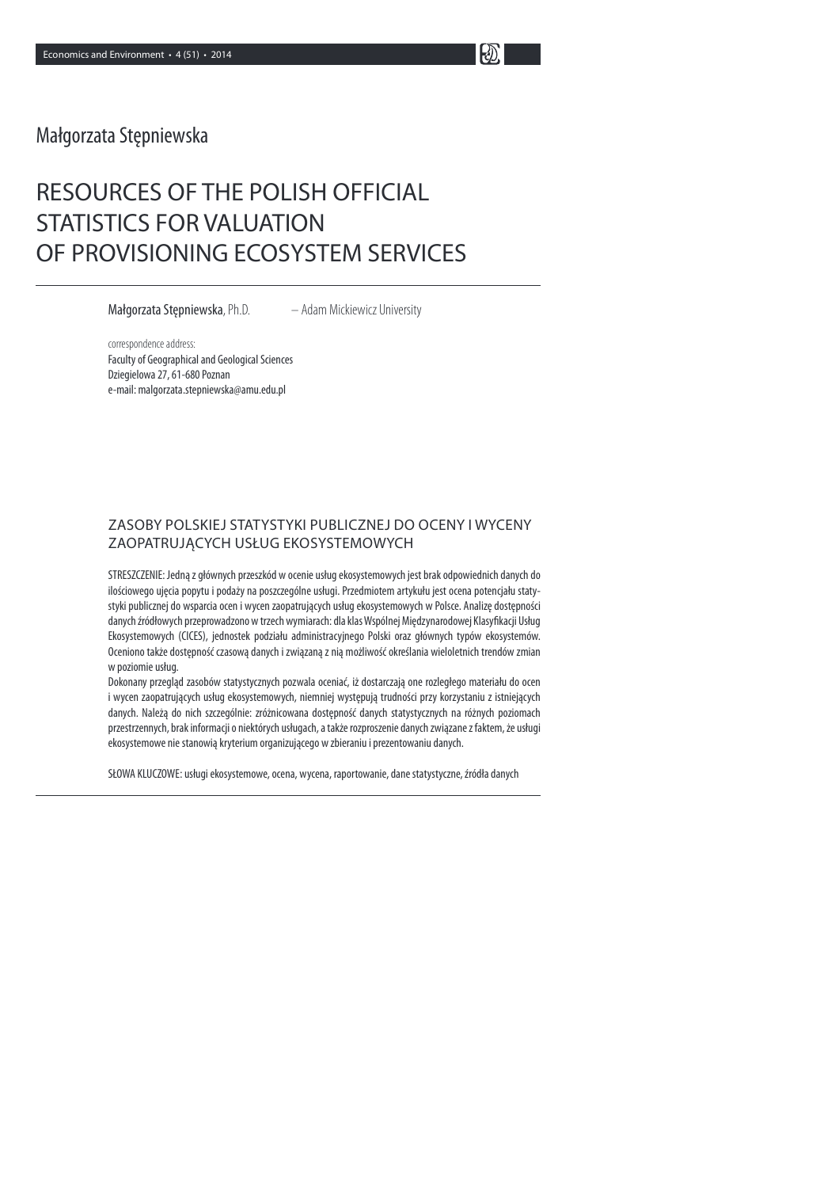Małgorzata Stępniewska

# RESOURCES OF THE POLISH OFFICIAL STATISTICS FOR VALUATION OF PROVISIONING ECOSYSTEM SERVICES

**Małgorzata Stępniewska**, Ph.D. – Adam Mickiewicz University

correspondence address:
Faculty of Geographical and Geological Sciences
Dziegielowa 27, 61-680 Poznan
e-mail: malgorzata.stepniewska@amu.edu.pl

## ZASOBY POLSKIEJ STATYSTYKI PUBLICZNEJ DO OCENY I WYCENY ZAOPATRUJĄCYCH USŁUG EKOSYSTEMOWYCH

STRESZCZENIE: Jedną z głównych przeszkód w ocenie usług ekosystemowych jest brak odpowiednich danych do ilościowego ujęcia popytu i podaży na poszczególne usługi. Przedmiotem artykułu jest ocena potencjału statystyki publicznej do wsparcia ocen i wycen zaopatrujących usług ekosystemowych w Polsce. Analizę dostępności danych źródłowych przeprowadzono w trzech wymiarach: dla klas Wspólnej Międzynarodowej Klasyfikacji Usług Ekosystemowych (CICES), jednostek podziału administracyjnego Polski oraz głównych typów ekosystemów. Oceniono także dostępność czasową danych i związaną z nią możliwość określania wieloletnich trendów zmian w poziomie usług.

Dokonany przegląd zasobów statystycznych pozwala oceniać, iż dostarczają one rozległego materiału do ocen i wycen zaopatrujących usług ekosystemowych, niemniej występują trudności przy korzystaniu z istniejących danych. Należą do nich szczególnie: zróżnicowana dostępność danych statystycznych na różnych poziomach przestrzennych, brak informacji o niektórych usługach, a także rozproszenie danych związane z faktem, że usługi ekosystemowe nie stanowią kryterium organizującego w zbieraniu i prezentowaniu danych.

SŁOWA KLUCZOWE: usługi ekosystemowe, ocena, wycena, raportowanie, dane statystyczne, źródła danych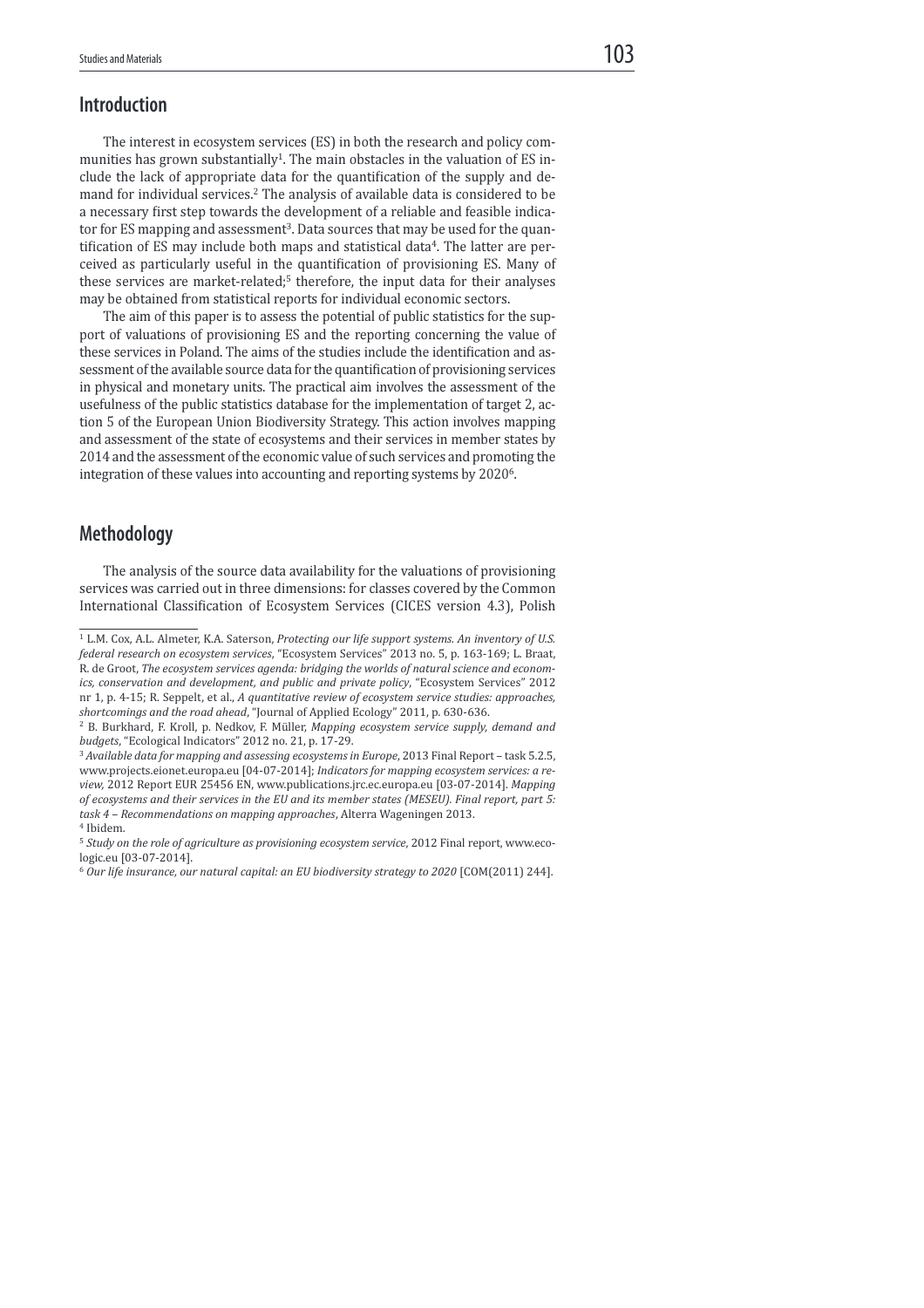## Introduction

The interest in ecosystem services (ES) in both the research and policy communities has grown substantially[1]. The main obstacles in the valuation of ES include the lack of appropriate data for the quantification of the supply and demand for individual services.[2] The analysis of available data is considered to be a necessary first step towards the development of a reliable and feasible indicator for ES mapping and assessment[3]. Data sources that may be used for the quantification of ES may include both maps and statistical data[4]. The latter are perceived as particularly useful in the quantification of provisioning ES. Many of these services are market-related;[5] therefore, the input data for their analyses may be obtained from statistical reports for individual economic sectors.

The aim of this paper is to assess the potential of public statistics for the support of valuations of provisioning ES and the reporting concerning the value of these services in Poland. The aims of the studies include the identification and assessment of the available source data for the quantification of provisioning services in physical and monetary units. The practical aim involves the assessment of the usefulness of the public statistics database for the implementation of target 2, action 5 of the European Union Biodiversity Strategy. This action involves mapping and assessment of the state of ecosystems and their services in member states by 2014 and the assessment of the economic value of such services and promoting the integration of these values into accounting and reporting systems by 2020[6].

## Methodology

The analysis of the source data availability for the valuations of provisioning services was carried out in three dimensions: for classes covered by the Common International Classification of Ecosystem Services (CICES version 4.3), Polish

---

[1] L.M. Cox, A.L. Almeter, K.A. Saterson, *Protecting our life support systems. An inventory of U.S. federal research on ecosystem services*, "Ecosystem Services" 2013 no. 5, p. 163-169; L. Braat, R. de Groot, *The ecosystem services agenda: bridging the worlds of natural science and economics, conservation and development, and public and private policy*, "Ecosystem Services" 2012 nr 1, p. 4-15; R. Seppelt, et al., *A quantitative review of ecosystem service studies: approaches, shortcomings and the road ahead*, "Journal of Applied Ecology" 2011, p. 630-636.

[2] B. Burkhard, F. Kroll, p. Nedkov, F. Müller, *Mapping ecosystem service supply, demand and budgets*, "Ecological Indicators" 2012 no. 21, p. 17-29.

[3] *Available data for mapping and assessing ecosystems in Europe*, 2013 Final Report – task 5.2.5, www.projects.eionet.europa.eu [04-07-2014]; *Indicators for mapping ecosystem services: a review,* 2012 Report EUR 25456 EN, www.publications.jrc.ec.europa.eu [03-07-2014]. *Mapping of ecosystems and their services in the EU and its member states (MESEU). Final report, part 5: task 4 – Recommendations on mapping approaches*, Alterra Wageningen 2013.

[4] Ibidem.

[5] *Study on the role of agriculture as provisioning ecosystem service*, 2012 Final report, www.ecologic.eu [03-07-2014].

[6] *Our life insurance, our natural capital: an EU biodiversity strategy to 2020* [COM(2011) 244].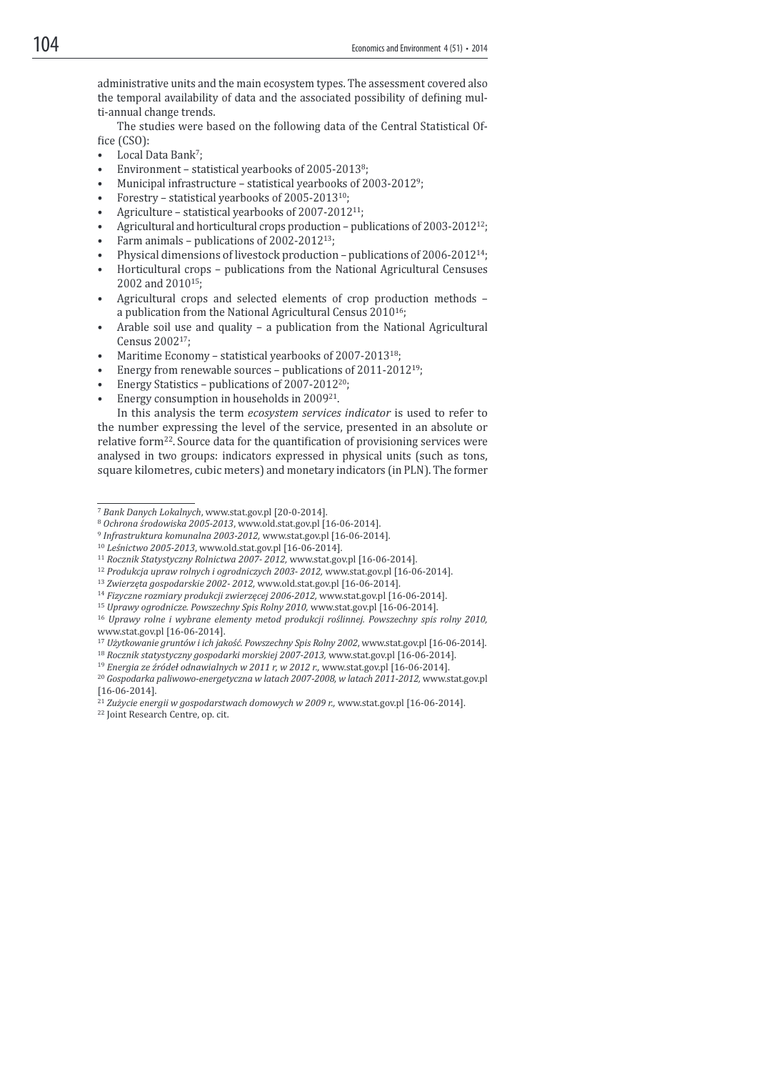administrative units and the main ecosystem types. The assessment covered also the temporal availability of data and the associated possibility of defining multi-annual change trends.

The studies were based on the following data of the Central Statistical Office (CSO):

- Local Data Bank[7];
- Environment – statistical yearbooks of 2005-2013[8];
- Municipal infrastructure – statistical yearbooks of 2003-2012[9];
- Forestry – statistical yearbooks of 2005-2013[10];
- Agriculture – statistical yearbooks of 2007-2012[11];
- Agricultural and horticultural crops production – publications of 2003-2012[12];
- Farm animals – publications of 2002-2012[13];
- Physical dimensions of livestock production – publications of 2006-2012[14];
- Horticultural crops – publications from the National Agricultural Censuses 2002 and 2010[15];
- Agricultural crops and selected elements of crop production methods – a publication from the National Agricultural Census 2010[16];
- Arable soil use and quality – a publication from the National Agricultural Census 2002[17];
- Maritime Economy – statistical yearbooks of 2007-2013[18];
- Energy from renewable sources – publications of 2011-2012[19];
- Energy Statistics – publications of 2007-2012[20];
- Energy consumption in households in 2009[21].

In this analysis the term *ecosystem services indicator* is used to refer to the number expressing the level of the service, presented in an absolute or relative form[22]. Source data for the quantification of provisioning services were analysed in two groups: indicators expressed in physical units (such as tons, square kilometres, cubic meters) and monetary indicators (in PLN). The former

---

[7] *Bank Danych Lokalnych*, www.stat.gov.pl [20-0-2014].

[8] *Ochrona środowiska 2005-2013*, www.old.stat.gov.pl [16-06-2014].

[9] *Infrastruktura komunalna 2003-2012,* www.stat.gov.pl [16-06-2014].

[10] *Leśnictwo 2005-2013*, www.old.stat.gov.pl [16-06-2014].

[11] *Rocznik Statystyczny Rolnictwa 2007- 2012,* www.stat.gov.pl [16-06-2014].

[12] *Produkcja upraw rolnych i ogrodniczych 2003- 2012,* www.stat.gov.pl [16-06-2014].

[13] *Zwierzęta gospodarskie 2002- 2012,* www.old.stat.gov.pl [16-06-2014].

[14] *Fizyczne rozmiary produkcji zwierzęcej 2006-2012,* www.stat.gov.pl [16-06-2014].

[15] *Uprawy ogrodnicze. Powszechny Spis Rolny 2010,* www.stat.gov.pl [16-06-2014].

[16] *Uprawy rolne i wybrane elementy metod produkcji roślinnej. Powszechny spis rolny 2010,* www.stat.gov.pl [16-06-2014].

[17] *Użytkowanie gruntów i ich jakość. Powszechny Spis Rolny 2002*, www.stat.gov.pl [16-06-2014].

[18] *Rocznik statystyczny gospodarki morskiej 2007-2013,* www.stat.gov.pl [16-06-2014].

[19] *Energia ze źródeł odnawialnych w 2011 r, w 2012 r.,* www.stat.gov.pl [16-06-2014].

[20] *Gospodarka paliwowo-energetyczna w latach 2007-2008, w latach 2011-2012,* www.stat.gov.pl [16-06-2014].

[21] *Zużycie energii w gospodarstwach domowych w 2009 r.,* www.stat.gov.pl [16-06-2014].

[22] Joint Research Centre, op. cit.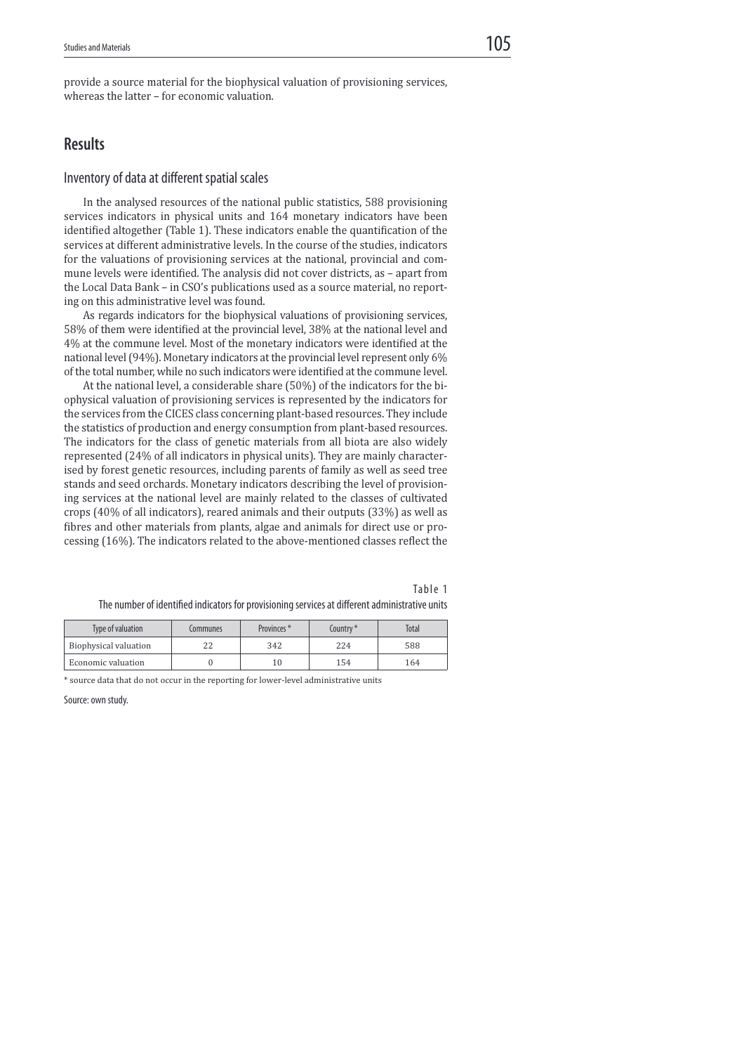provide a source material for the biophysical valuation of provisioning services, whereas the latter – for economic valuation.

## Results

### Inventory of data at different spatial scales

In the analysed resources of the national public statistics, 588 provisioning services indicators in physical units and 164 monetary indicators have been identified altogether (Table 1). These indicators enable the quantification of the services at different administrative levels. In the course of the studies, indicators for the valuations of provisioning services at the national, provincial and commune levels were identified. The analysis did not cover districts, as – apart from the Local Data Bank – in CSO's publications used as a source material, no reporting on this administrative level was found.

As regards indicators for the biophysical valuations of provisioning services, 58% of them were identified at the provincial level, 38% at the national level and 4% at the commune level. Most of the monetary indicators were identified at the national level (94%). Monetary indicators at the provincial level represent only 6% of the total number, while no such indicators were identified at the commune level.

At the national level, a considerable share (50%) of the indicators for the biophysical valuation of provisioning services is represented by the indicators for the services from the CICES class concerning plant-based resources. They include the statistics of production and energy consumption from plant-based resources. The indicators for the class of genetic materials from all biota are also widely represented (24% of all indicators in physical units). They are mainly characterised by forest genetic resources, including parents of family as well as seed tree stands and seed orchards. Monetary indicators describing the level of provisioning services at the national level are mainly related to the classes of cultivated crops (40% of all indicators), reared animals and their outputs (33%) as well as fibres and other materials from plants, algae and animals for direct use or processing (16%). The indicators related to the above-mentioned classes reflect the

Table 1

The number of identified indicators for provisioning services at different administrative units

| Type of valuation | Communes | Provinces * | Country * | Total |
|---|---|---|---|---|
| Biophysical valuation | 22 | 342 | 224 | 588 |
| Economic valuation | 0 | 10 | 154 | 164 |

\* source data that do not occur in the reporting for lower-level administrative units

Source: own study.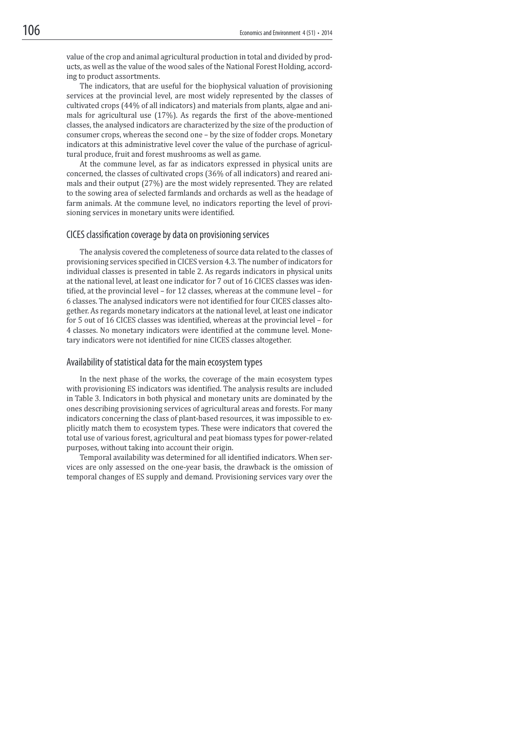value of the crop and animal agricultural production in total and divided by products, as well as the value of the wood sales of the National Forest Holding, according to product assortments.

The indicators, that are useful for the biophysical valuation of provisioning services at the provincial level, are most widely represented by the classes of cultivated crops (44% of all indicators) and materials from plants, algae and animals for agricultural use (17%). As regards the first of the above-mentioned classes, the analysed indicators are characterized by the size of the production of consumer crops, whereas the second one – by the size of fodder crops. Monetary indicators at this administrative level cover the value of the purchase of agricultural produce, fruit and forest mushrooms as well as game.

At the commune level, as far as indicators expressed in physical units are concerned, the classes of cultivated crops (36% of all indicators) and reared animals and their output (27%) are the most widely represented. They are related to the sowing area of selected farmlands and orchards as well as the headage of farm animals. At the commune level, no indicators reporting the level of provisioning services in monetary units were identified.

## CICES classification coverage by data on provisioning services

The analysis covered the completeness of source data related to the classes of provisioning services specified in CICES version 4.3. The number of indicators for individual classes is presented in table 2. As regards indicators in physical units at the national level, at least one indicator for 7 out of 16 CICES classes was identified, at the provincial level – for 12 classes, whereas at the commune level – for 6 classes. The analysed indicators were not identified for four CICES classes altogether. As regards monetary indicators at the national level, at least one indicator for 5 out of 16 CICES classes was identified, whereas at the provincial level – for 4 classes. No monetary indicators were identified at the commune level. Monetary indicators were not identified for nine CICES classes altogether.

## Availability of statistical data for the main ecosystem types

In the next phase of the works, the coverage of the main ecosystem types with provisioning ES indicators was identified. The analysis results are included in Table 3. Indicators in both physical and monetary units are dominated by the ones describing provisioning services of agricultural areas and forests. For many indicators concerning the class of plant-based resources, it was impossible to explicitly match them to ecosystem types. These were indicators that covered the total use of various forest, agricultural and peat biomass types for power-related purposes, without taking into account their origin.

Temporal availability was determined for all identified indicators. When services are only assessed on the one-year basis, the drawback is the omission of temporal changes of ES supply and demand. Provisioning services vary over the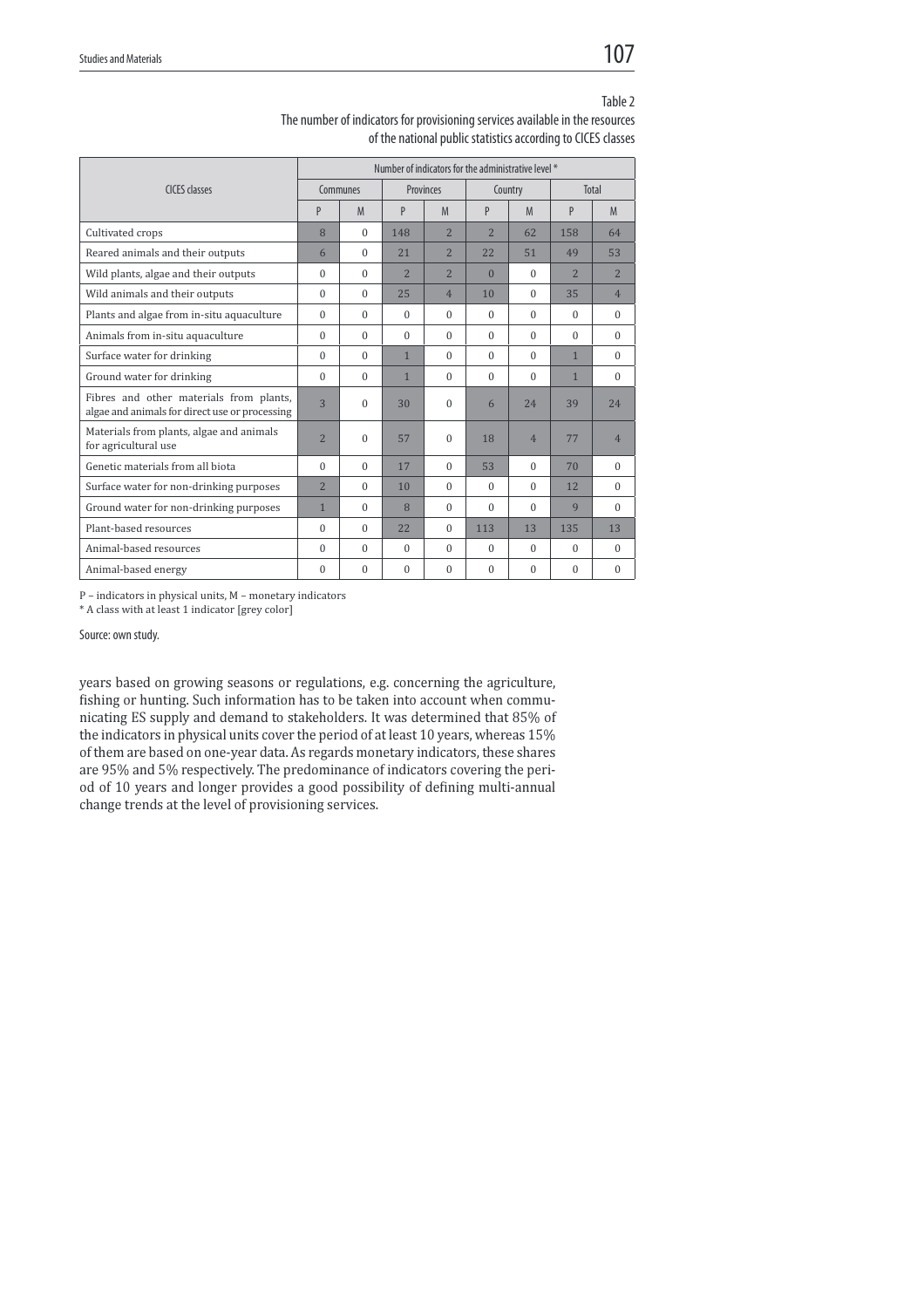Table 2

The number of indicators for provisioning services available in the resources of the national public statistics according to CICES classes

| CICES classes | Number of indicators for the administrative level * | | | | | | | |
|---|---|---|---|---|---|---|---|---|
| | Communes | | Provinces | | Country | | Total | |
| | P | M | P | M | P | M | P | M |
| Cultivated crops | 8 | 0 | 148 | 2 | 2 | 62 | 158 | 64 |
| Reared animals and their outputs | 6 | 0 | 21 | 2 | 22 | 51 | 49 | 53 |
| Wild plants, algae and their outputs | 0 | 0 | 2 | 2 | 0 | 0 | 2 | 2 |
| Wild animals and their outputs | 0 | 0 | 25 | 4 | 10 | 0 | 35 | 4 |
| Plants and algae from in-situ aquaculture | 0 | 0 | 0 | 0 | 0 | 0 | 0 | 0 |
| Animals from in-situ aquaculture | 0 | 0 | 0 | 0 | 0 | 0 | 0 | 0 |
| Surface water for drinking | 0 | 0 | 1 | 0 | 0 | 0 | 1 | 0 |
| Ground water for drinking | 0 | 0 | 1 | 0 | 0 | 0 | 1 | 0 |
| Fibres and other materials from plants, algae and animals for direct use or processing | 3 | 0 | 30 | 0 | 6 | 24 | 39 | 24 |
| Materials from plants, algae and animals for agricultural use | 2 | 0 | 57 | 0 | 18 | 4 | 77 | 4 |
| Genetic materials from all biota | 0 | 0 | 17 | 0 | 53 | 0 | 70 | 0 |
| Surface water for non-drinking purposes | 2 | 0 | 10 | 0 | 0 | 0 | 12 | 0 |
| Ground water for non-drinking purposes | 1 | 0 | 8 | 0 | 0 | 0 | 9 | 0 |
| Plant-based resources | 0 | 0 | 22 | 0 | 113 | 13 | 135 | 13 |
| Animal-based resources | 0 | 0 | 0 | 0 | 0 | 0 | 0 | 0 |
| Animal-based energy | 0 | 0 | 0 | 0 | 0 | 0 | 0 | 0 |

P – indicators in physical units, M – monetary indicators

* A class with at least 1 indicator [grey color]

Source: own study.

years based on growing seasons or regulations, e.g. concerning the agriculture, fishing or hunting. Such information has to be taken into account when communicating ES supply and demand to stakeholders. It was determined that 85% of the indicators in physical units cover the period of at least 10 years, whereas 15% of them are based on one-year data. As regards monetary indicators, these shares are 95% and 5% respectively. The predominance of indicators covering the period of 10 years and longer provides a good possibility of defining multi-annual change trends at the level of provisioning services.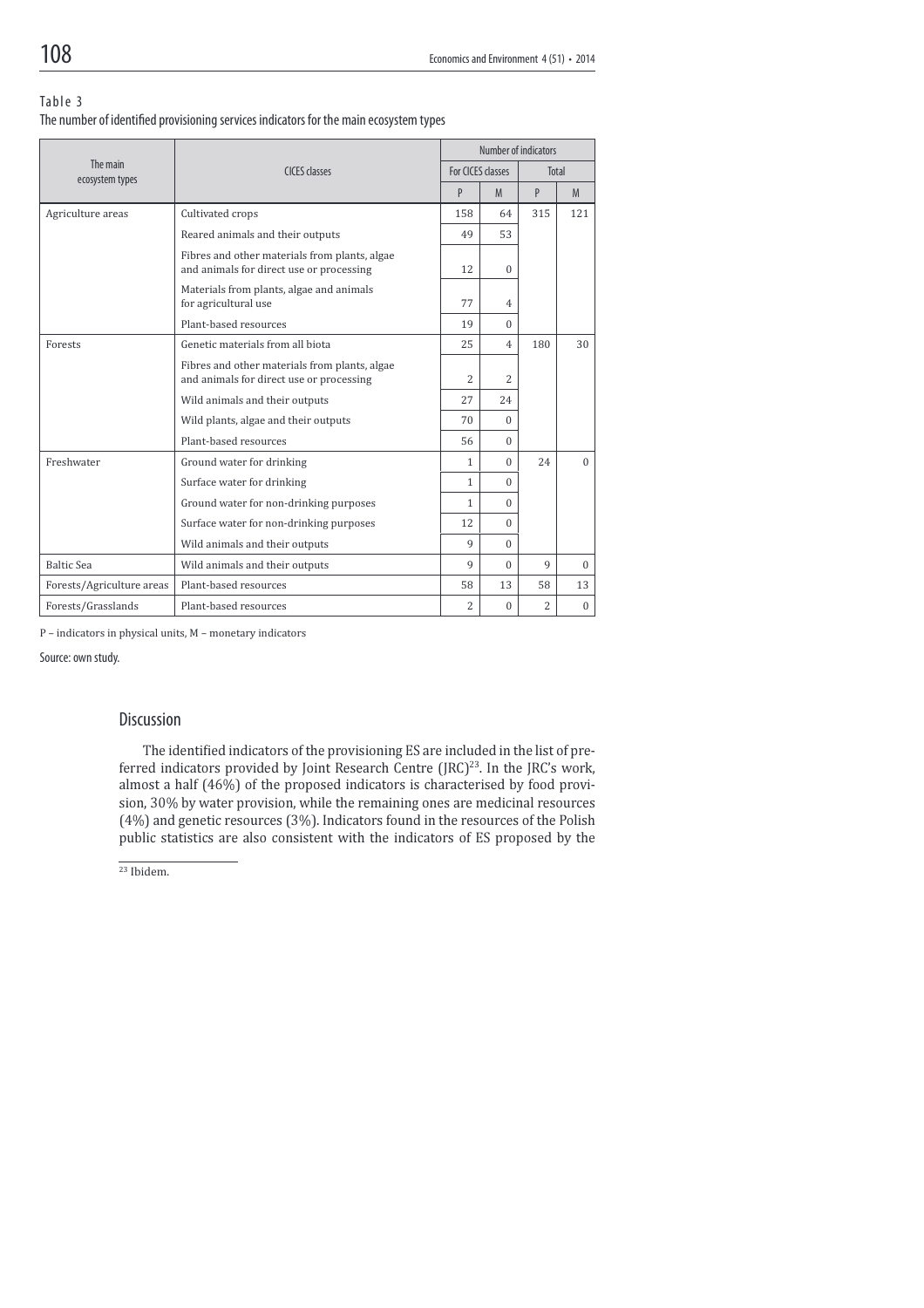Table 3

The number of identified provisioning services indicators for the main ecosystem types

| The main ecosystem types | CICES classes | Number of indicators | | | |
|---|---|---|---|---|---|
| | | For CICES classes | | Total | |
| | | P | M | P | M |
| Agriculture areas | Cultivated crops | 158 | 64 | 315 | 121 |
| | Reared animals and their outputs | 49 | 53 | | |
| | Fibres and other materials from plants, algae and animals for direct use or processing | 12 | 0 | | |
| | Materials from plants, algae and animals for agricultural use | 77 | 4 | | |
| | Plant-based resources | 19 | 0 | | |
| Forests | Genetic materials from all biota | 25 | 4 | 180 | 30 |
| | Fibres and other materials from plants, algae and animals for direct use or processing | 2 | 2 | | |
| | Wild animals and their outputs | 27 | 24 | | |
| | Wild plants, algae and their outputs | 70 | 0 | | |
| | Plant-based resources | 56 | 0 | | |
| Freshwater | Ground water for drinking | 1 | 0 | 24 | 0 |
| | Surface water for drinking | 1 | 0 | | |
| | Ground water for non-drinking purposes | 1 | 0 | | |
| | Surface water for non-drinking purposes | 12 | 0 | | |
| | Wild animals and their outputs | 9 | 0 | | |
| Baltic Sea | Wild animals and their outputs | 9 | 0 | 9 | 0 |
| Forests/Agriculture areas | Plant-based resources | 58 | 13 | 58 | 13 |
| Forests/Grasslands | Plant-based resources | 2 | 0 | 2 | 0 |

P – indicators in physical units, M – monetary indicators

Source: own study.

## Discussion

The identified indicators of the provisioning ES are included in the list of preferred indicators provided by Joint Research Centre (JRC)[23]. In the JRC's work, almost a half (46%) of the proposed indicators is characterised by food provision, 30% by water provision, while the remaining ones are medicinal resources (4%) and genetic resources (3%). Indicators found in the resources of the Polish public statistics are also consistent with the indicators of ES proposed by the

[23] Ibidem.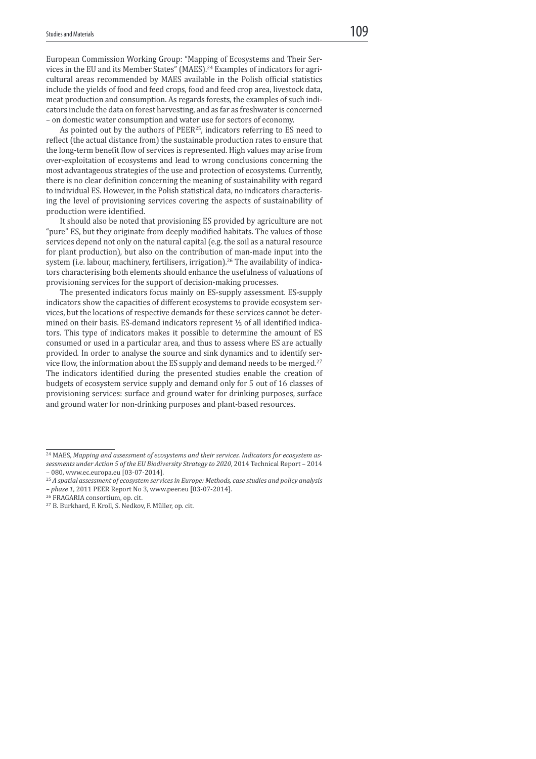European Commission Working Group: "Mapping of Ecosystems and Their Services in the EU and its Member States" (MAES).[24] Examples of indicators for agricultural areas recommended by MAES available in the Polish official statistics include the yields of food and feed crops, food and feed crop area, livestock data, meat production and consumption. As regards forests, the examples of such indicators include the data on forest harvesting, and as far as freshwater is concerned – on domestic water consumption and water use for sectors of economy.

As pointed out by the authors of PEER[25], indicators referring to ES need to reflect (the actual distance from) the sustainable production rates to ensure that the long-term benefit flow of services is represented. High values may arise from over-exploitation of ecosystems and lead to wrong conclusions concerning the most advantageous strategies of the use and protection of ecosystems. Currently, there is no clear definition concerning the meaning of sustainability with regard to individual ES. However, in the Polish statistical data, no indicators characterising the level of provisioning services covering the aspects of sustainability of production were identified.

It should also be noted that provisioning ES provided by agriculture are not "pure" ES, but they originate from deeply modified habitats. The values of those services depend not only on the natural capital (e.g. the soil as a natural resource for plant production), but also on the contribution of man-made input into the system (i.e. labour, machinery, fertilisers, irrigation).[26] The availability of indicators characterising both elements should enhance the usefulness of valuations of provisioning services for the support of decision-making processes.

The presented indicators focus mainly on ES-supply assessment. ES-supply indicators show the capacities of different ecosystems to provide ecosystem services, but the locations of respective demands for these services cannot be determined on their basis. ES-demand indicators represent ⅓ of all identified indicators. This type of indicators makes it possible to determine the amount of ES consumed or used in a particular area, and thus to assess where ES are actually provided. In order to analyse the source and sink dynamics and to identify service flow, the information about the ES supply and demand needs to be merged.[27] The indicators identified during the presented studies enable the creation of budgets of ecosystem service supply and demand only for 5 out of 16 classes of provisioning services: surface and ground water for drinking purposes, surface and ground water for non-drinking purposes and plant-based resources.

---

[24] MAES, *Mapping and assessment of ecosystems and their services. Indicators for ecosystem assessments under Action 5 of the EU Biodiversity Strategy to 2020*, 2014 Technical Report – 2014 – 080, www.ec.europa.eu [03-07-2014].

[25] *A spatial assessment of ecosystem services in Europe: Methods, case studies and policy analysis – phase 1*, 2011 PEER Report No 3, www.peer.eu [03-07-2014].

[26] FRAGARIA consortium, op. cit.

[27] B. Burkhard, F. Kroll, S. Nedkov, F. Müller, op. cit.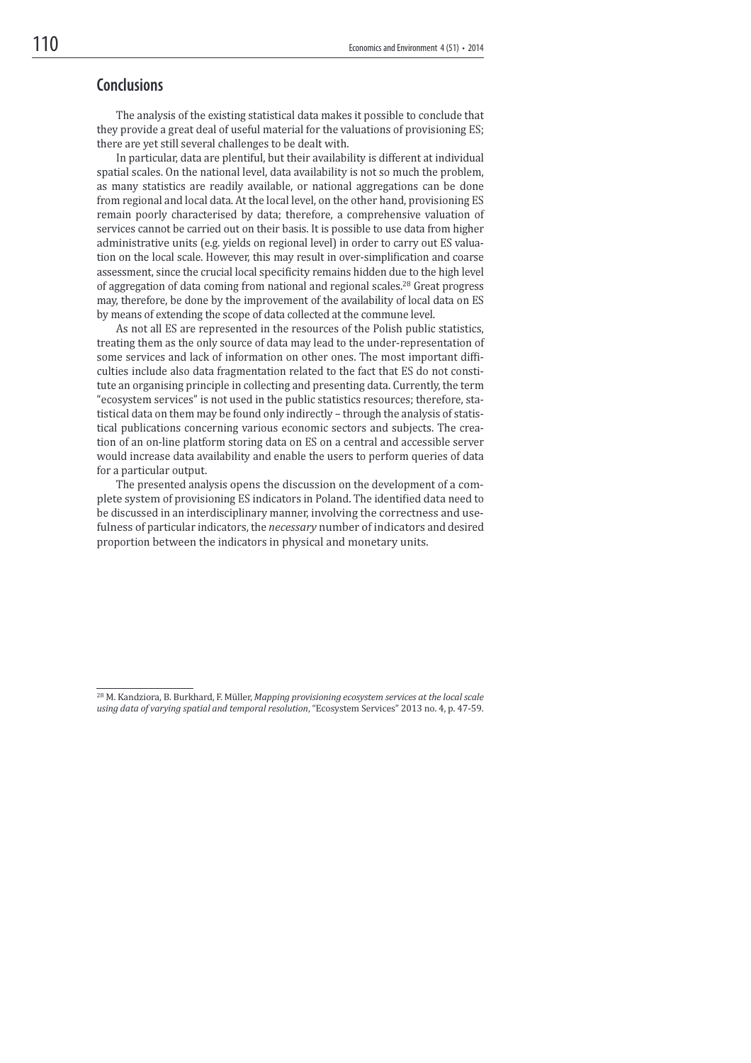## Conclusions

The analysis of the existing statistical data makes it possible to conclude that they provide a great deal of useful material for the valuations of provisioning ES; there are yet still several challenges to be dealt with.

In particular, data are plentiful, but their availability is different at individual spatial scales. On the national level, data availability is not so much the problem, as many statistics are readily available, or national aggregations can be done from regional and local data. At the local level, on the other hand, provisioning ES remain poorly characterised by data; therefore, a comprehensive valuation of services cannot be carried out on their basis. It is possible to use data from higher administrative units (e.g. yields on regional level) in order to carry out ES valuation on the local scale. However, this may result in over-simplification and coarse assessment, since the crucial local specificity remains hidden due to the high level of aggregation of data coming from national and regional scales.[28] Great progress may, therefore, be done by the improvement of the availability of local data on ES by means of extending the scope of data collected at the commune level.

As not all ES are represented in the resources of the Polish public statistics, treating them as the only source of data may lead to the under-representation of some services and lack of information on other ones. The most important difficulties include also data fragmentation related to the fact that ES do not constitute an organising principle in collecting and presenting data. Currently, the term "ecosystem services" is not used in the public statistics resources; therefore, statistical data on them may be found only indirectly – through the analysis of statistical publications concerning various economic sectors and subjects. The creation of an on-line platform storing data on ES on a central and accessible server would increase data availability and enable the users to perform queries of data for a particular output.

The presented analysis opens the discussion on the development of a complete system of provisioning ES indicators in Poland. The identified data need to be discussed in an interdisciplinary manner, involving the correctness and usefulness of particular indicators, the *necessary* number of indicators and desired proportion between the indicators in physical and monetary units.

[28] M. Kandziora, B. Burkhard, F. Müller, *Mapping provisioning ecosystem services at the local scale using data of varying spatial and temporal resolution*, "Ecosystem Services" 2013 no. 4, p. 47-59.